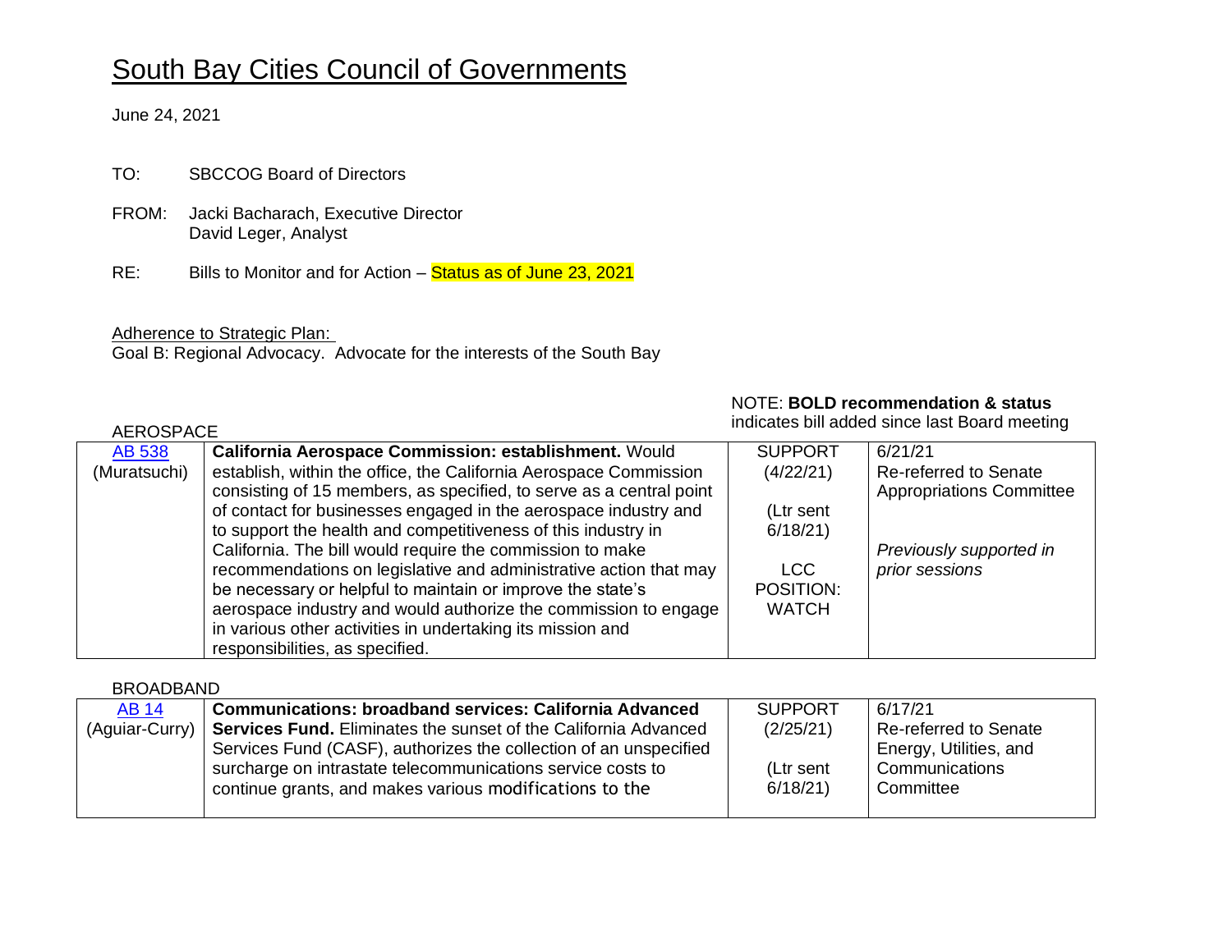# South Bay Cities Council of Governments

June 24, 2021

TO: SBCCOG Board of Directors

FROM: Jacki Bacharach, Executive Director
David Leger, Analyst

RE: Bills to Monitor and for Action – Status as of June 23, 2021

Adherence to Strategic Plan:
Goal B: Regional Advocacy. Advocate for the interests of the South Bay

NOTE: **BOLD recommendation & status** indicates bill added since last Board meeting

AEROSPACE

| | | | |
|---|---|---|---|
| AB 538 (Muratsuchi) | **California Aerospace Commission: establishment.** Would establish, within the office, the California Aerospace Commission consisting of 15 members, as specified, to serve as a central point of contact for businesses engaged in the aerospace industry and to support the health and competitiveness of this industry in California. The bill would require the commission to make recommendations on legislative and administrative action that may be necessary or helpful to maintain or improve the state's aerospace industry and would authorize the commission to engage in various other activities in undertaking its mission and responsibilities, as specified. | SUPPORT (4/22/21)<br><br>(Ltr sent 6/18/21)<br><br>LCC POSITION: WATCH | 6/21/21<br>Re-referred to Senate Appropriations Committee<br><br>*Previously supported in prior sessions* |

BROADBAND

| | | | |
|---|---|---|---|
| AB 14 (Aguiar-Curry) | **Communications: broadband services: California Advanced Services Fund.** Eliminates the sunset of the California Advanced Services Fund (CASF), authorizes the collection of an unspecified surcharge on intrastate telecommunications service costs to continue grants, and makes various modifications to the | SUPPORT (2/25/21)<br><br>(Ltr sent 6/18/21) | 6/17/21<br>Re-referred to Senate Energy, Utilities, and Communications Committee |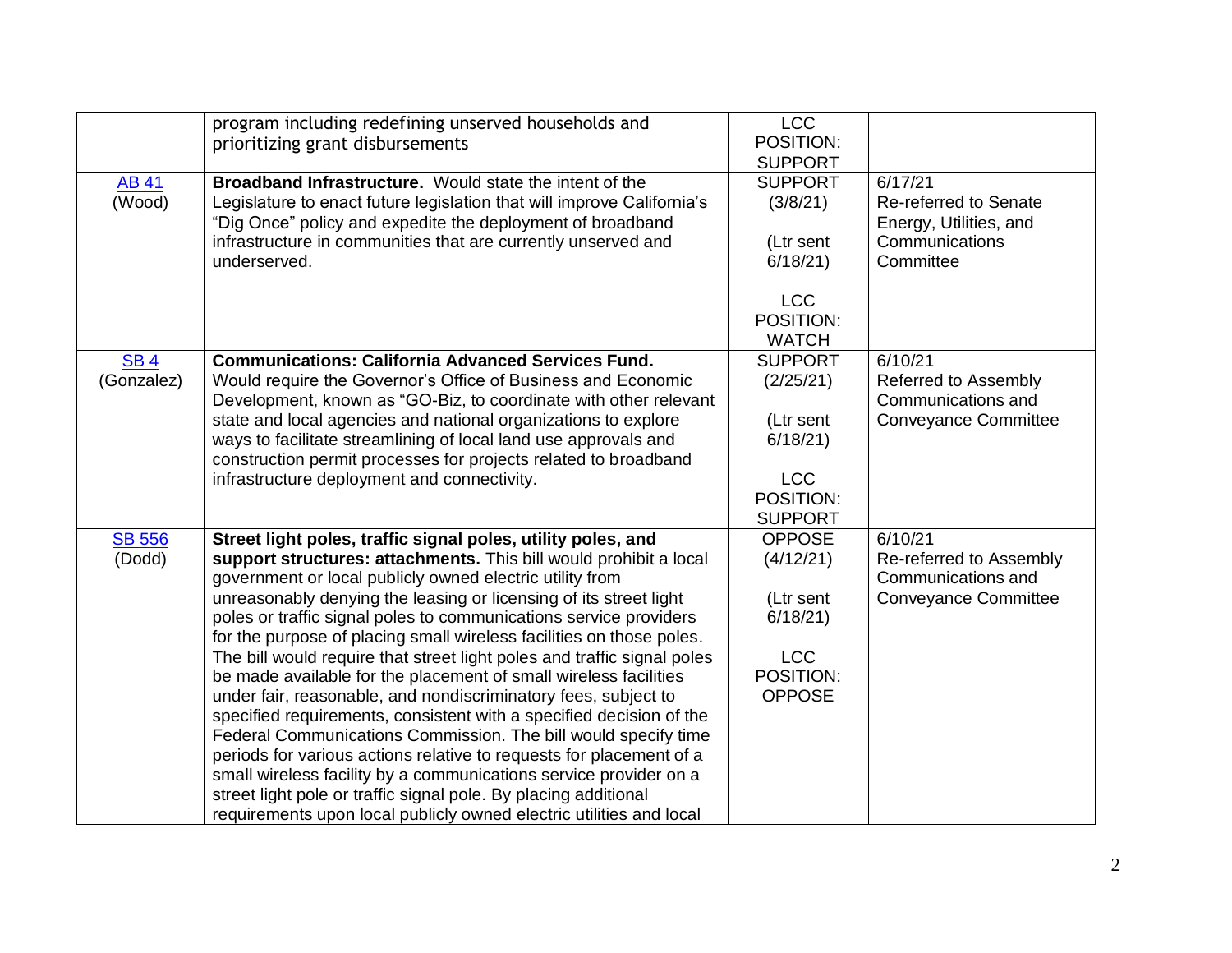| | | | |
|---|---|---|---|
| | program including redefining unserved households and prioritizing grant disbursements | LCC POSITION: SUPPORT | |
| AB 41 (Wood) | **Broadband Infrastructure.** Would state the intent of the Legislature to enact future legislation that will improve California's "Dig Once" policy and expedite the deployment of broadband infrastructure in communities that are currently unserved and underserved. | SUPPORT (3/8/21) (Ltr sent 6/18/21) LCC POSITION: WATCH | 6/17/21 Re-referred to Senate Energy, Utilities, and Communications Committee |
| SB 4 (Gonzalez) | **Communications: California Advanced Services Fund.** Would require the Governor's Office of Business and Economic Development, known as "GO-Biz, to coordinate with other relevant state and local agencies and national organizations to explore ways to facilitate streamlining of local land use approvals and construction permit processes for projects related to broadband infrastructure deployment and connectivity. | SUPPORT (2/25/21) (Ltr sent 6/18/21) LCC POSITION: SUPPORT | 6/10/21 Referred to Assembly Communications and Conveyance Committee |
| SB 556 (Dodd) | **Street light poles, traffic signal poles, utility poles, and support structures: attachments.** This bill would prohibit a local government or local publicly owned electric utility from unreasonably denying the leasing or licensing of its street light poles or traffic signal poles to communications service providers for the purpose of placing small wireless facilities on those poles. The bill would require that street light poles and traffic signal poles be made available for the placement of small wireless facilities under fair, reasonable, and nondiscriminatory fees, subject to specified requirements, consistent with a specified decision of the Federal Communications Commission. The bill would specify time periods for various actions relative to requests for placement of a small wireless facility by a communications service provider on a street light pole or traffic signal pole. By placing additional requirements upon local publicly owned electric utilities and local | OPPOSE (4/12/21) (Ltr sent 6/18/21) LCC POSITION: OPPOSE | 6/10/21 Re-referred to Assembly Communications and Conveyance Committee |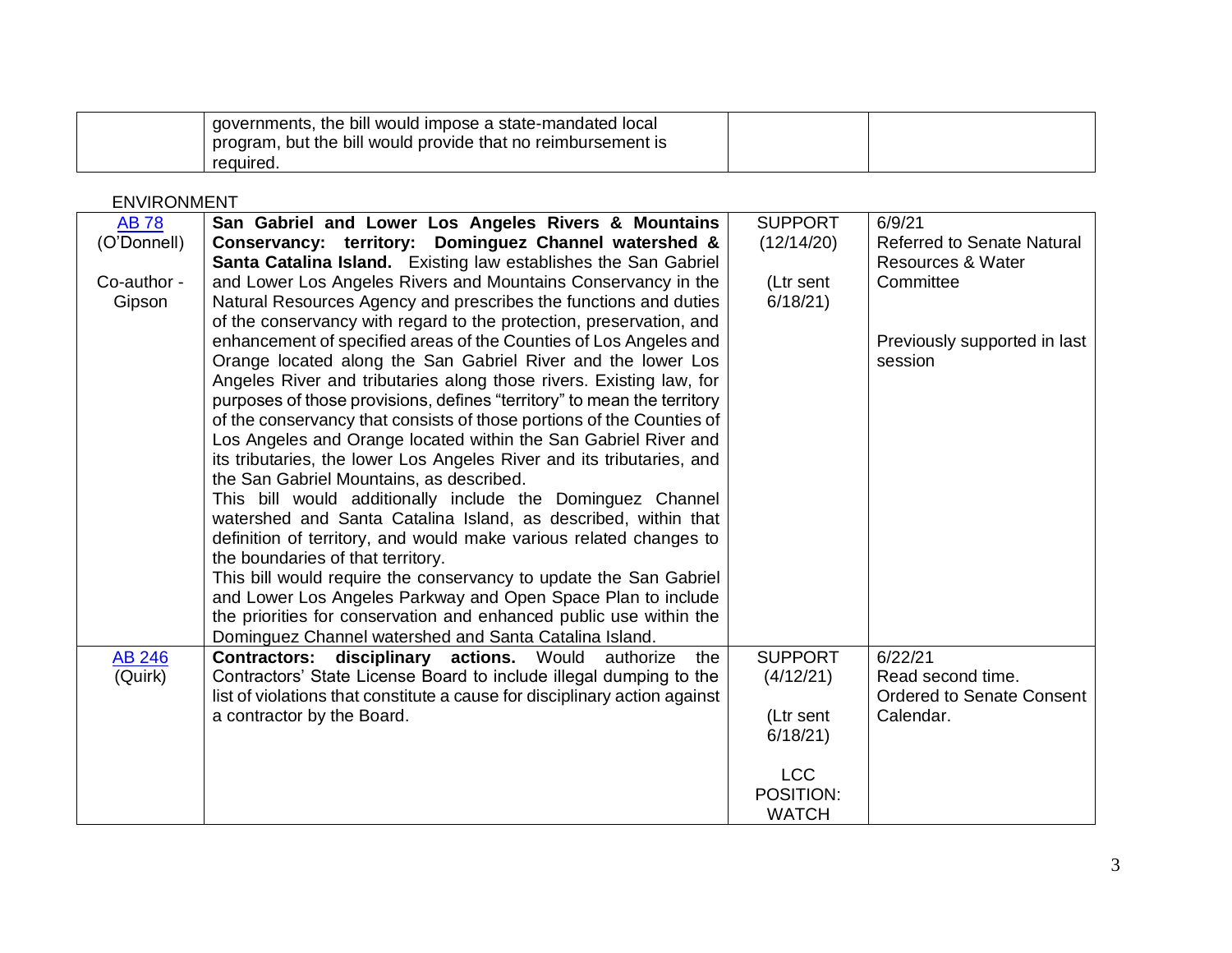| | governments, the bill would impose a state-mandated local program, but the bill would provide that no reimbursement is required. | | |
|---|---|---|---|

ENVIRONMENT

| | | | |
|---|---|---|---|
| AB 78 (O'Donnell)<br><br>Co-author - Gipson | **San Gabriel and Lower Los Angeles Rivers & Mountains Conservancy: territory: Dominguez Channel watershed & Santa Catalina Island.** Existing law establishes the San Gabriel and Lower Los Angeles Rivers and Mountains Conservancy in the Natural Resources Agency and prescribes the functions and duties of the conservancy with regard to the protection, preservation, and enhancement of specified areas of the Counties of Los Angeles and Orange located along the San Gabriel River and the lower Los Angeles River and tributaries along those rivers. Existing law, for purposes of those provisions, defines "territory" to mean the territory of the conservancy that consists of those portions of the Counties of Los Angeles and Orange located within the San Gabriel River and its tributaries, the lower Los Angeles River and its tributaries, and the San Gabriel Mountains, as described.<br>This bill would additionally include the Dominguez Channel watershed and Santa Catalina Island, as described, within that definition of territory, and would make various related changes to the boundaries of that territory.<br>This bill would require the conservancy to update the San Gabriel and Lower Los Angeles Parkway and Open Space Plan to include the priorities for conservation and enhanced public use within the Dominguez Channel watershed and Santa Catalina Island. | SUPPORT (12/14/20)<br><br>(Ltr sent 6/18/21) | 6/9/21<br>Referred to Senate Natural Resources & Water Committee<br><br>Previously supported in last session |
| AB 246 (Quirk) | **Contractors: disciplinary actions.** Would authorize the Contractors' State License Board to include illegal dumping to the list of violations that constitute a cause for disciplinary action against a contractor by the Board. | SUPPORT (4/12/21)<br><br>(Ltr sent 6/18/21)<br><br>LCC POSITION: WATCH | 6/22/21<br>Read second time. Ordered to Senate Consent Calendar. |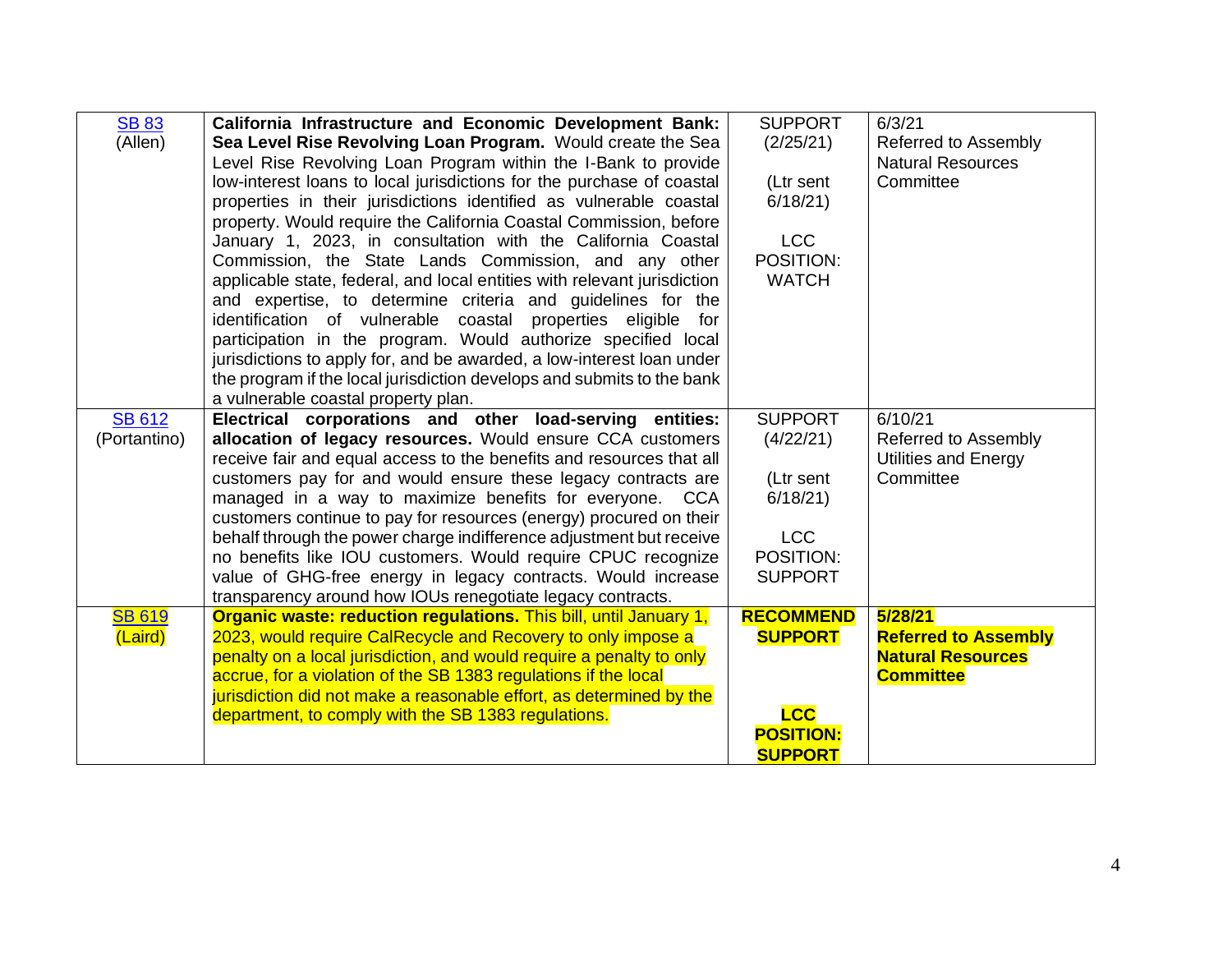| | | | |
|---|---|---|---|
| SB 83 (Allen) | **California Infrastructure and Economic Development Bank: Sea Level Rise Revolving Loan Program.** Would create the Sea Level Rise Revolving Loan Program within the I-Bank to provide low-interest loans to local jurisdictions for the purchase of coastal properties in their jurisdictions identified as vulnerable coastal property. Would require the California Coastal Commission, before January 1, 2023, in consultation with the California Coastal Commission, the State Lands Commission, and any other applicable state, federal, and local entities with relevant jurisdiction and expertise, to determine criteria and guidelines for the identification of vulnerable coastal properties eligible for participation in the program. Would authorize specified local jurisdictions to apply for, and be awarded, a low-interest loan under the program if the local jurisdiction develops and submits to the bank a vulnerable coastal property plan. | SUPPORT (2/25/21)<br><br>(Ltr sent 6/18/21)<br><br>LCC POSITION: WATCH | 6/3/21<br>Referred to Assembly Natural Resources Committee |
| SB 612 (Portantino) | **Electrical corporations and other load-serving entities: allocation of legacy resources.** Would ensure CCA customers receive fair and equal access to the benefits and resources that all customers pay for and would ensure these legacy contracts are managed in a way to maximize benefits for everyone. CCA customers continue to pay for resources (energy) procured on their behalf through the power charge indifference adjustment but receive no benefits like IOU customers. Would require CPUC recognize value of GHG-free energy in legacy contracts. Would increase transparency around how IOUs renegotiate legacy contracts. | SUPPORT (4/22/21)<br><br>(Ltr sent 6/18/21)<br><br>LCC POSITION: SUPPORT | 6/10/21<br>Referred to Assembly Utilities and Energy Committee |
| SB 619 (Laird) | **Organic waste: reduction regulations.** This bill, until January 1, 2023, would require CalRecycle and Recovery to only impose a penalty on a local jurisdiction, and would require a penalty to only accrue, for a violation of the SB 1383 regulations if the local jurisdiction did not make a reasonable effort, as determined by the department, to comply with the SB 1383 regulations. | **RECOMMEND SUPPORT**<br><br>**LCC POSITION: SUPPORT** | **5/28/21**<br>**Referred to Assembly Natural Resources Committee** |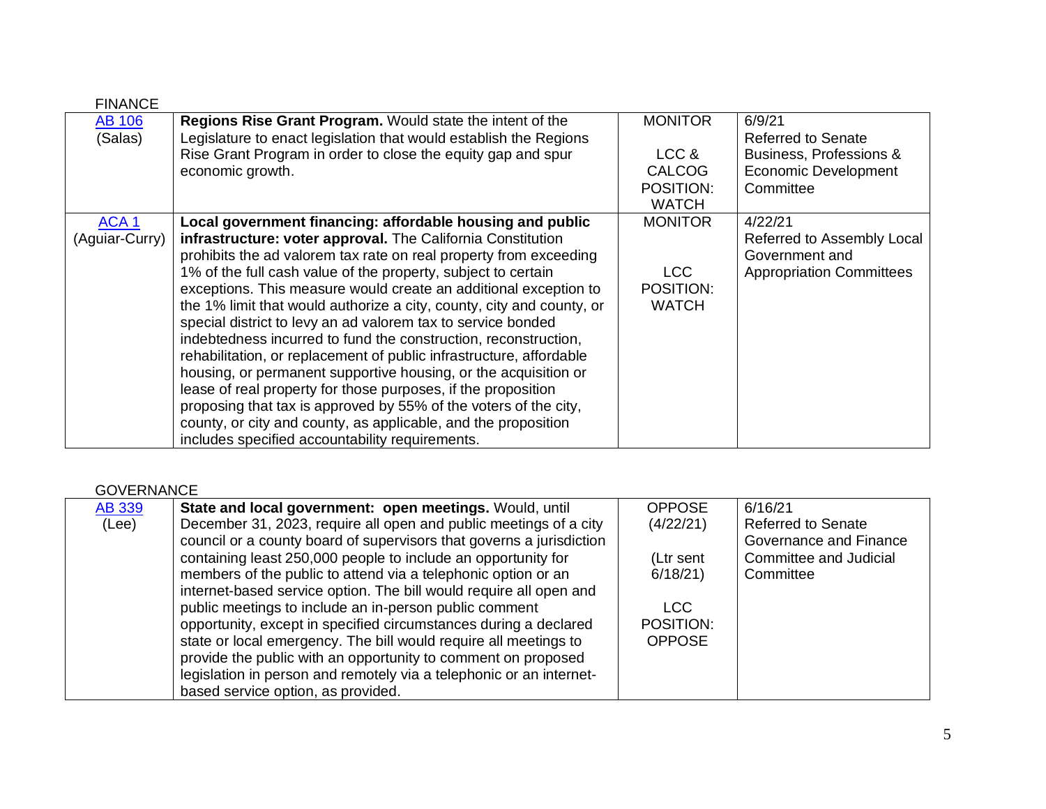FINANCE

| | | | |
|---|---|---|---|
| AB 106 (Salas) | **Regions Rise Grant Program.** Would state the intent of the Legislature to enact legislation that would establish the Regions Rise Grant Program in order to close the equity gap and spur economic growth. | MONITOR<br><br>LCC & CALCOG POSITION: WATCH | 6/9/21<br>Referred to Senate Business, Professions & Economic Development Committee |
| ACA 1 (Aguiar-Curry) | **Local government financing: affordable housing and public infrastructure: voter approval.** The California Constitution prohibits the ad valorem tax rate on real property from exceeding 1% of the full cash value of the property, subject to certain exceptions. This measure would create an additional exception to the 1% limit that would authorize a city, county, city and county, or special district to levy an ad valorem tax to service bonded indebtedness incurred to fund the construction, reconstruction, rehabilitation, or replacement of public infrastructure, affordable housing, or permanent supportive housing, or the acquisition or lease of real property for those purposes, if the proposition proposing that tax is approved by 55% of the voters of the city, county, or city and county, as applicable, and the proposition includes specified accountability requirements. | MONITOR<br><br>LCC POSITION: WATCH | 4/22/21<br>Referred to Assembly Local Government and Appropriation Committees |

GOVERNANCE

| | | | |
|---|---|---|---|
| AB 339 (Lee) | **State and local government: open meetings.** Would, until December 31, 2023, require all open and public meetings of a city council or a county board of supervisors that governs a jurisdiction containing least 250,000 people to include an opportunity for members of the public to attend via a telephonic option or an internet-based service option. The bill would require all open and public meetings to include an in-person public comment opportunity, except in specified circumstances during a declared state or local emergency. The bill would require all meetings to provide the public with an opportunity to comment on proposed legislation in person and remotely via a telephonic or an internet-based service option, as provided. | OPPOSE (4/22/21)<br><br>(Ltr sent 6/18/21)<br><br>LCC POSITION: OPPOSE | 6/16/21<br>Referred to Senate Governance and Finance Committee and Judicial Committee |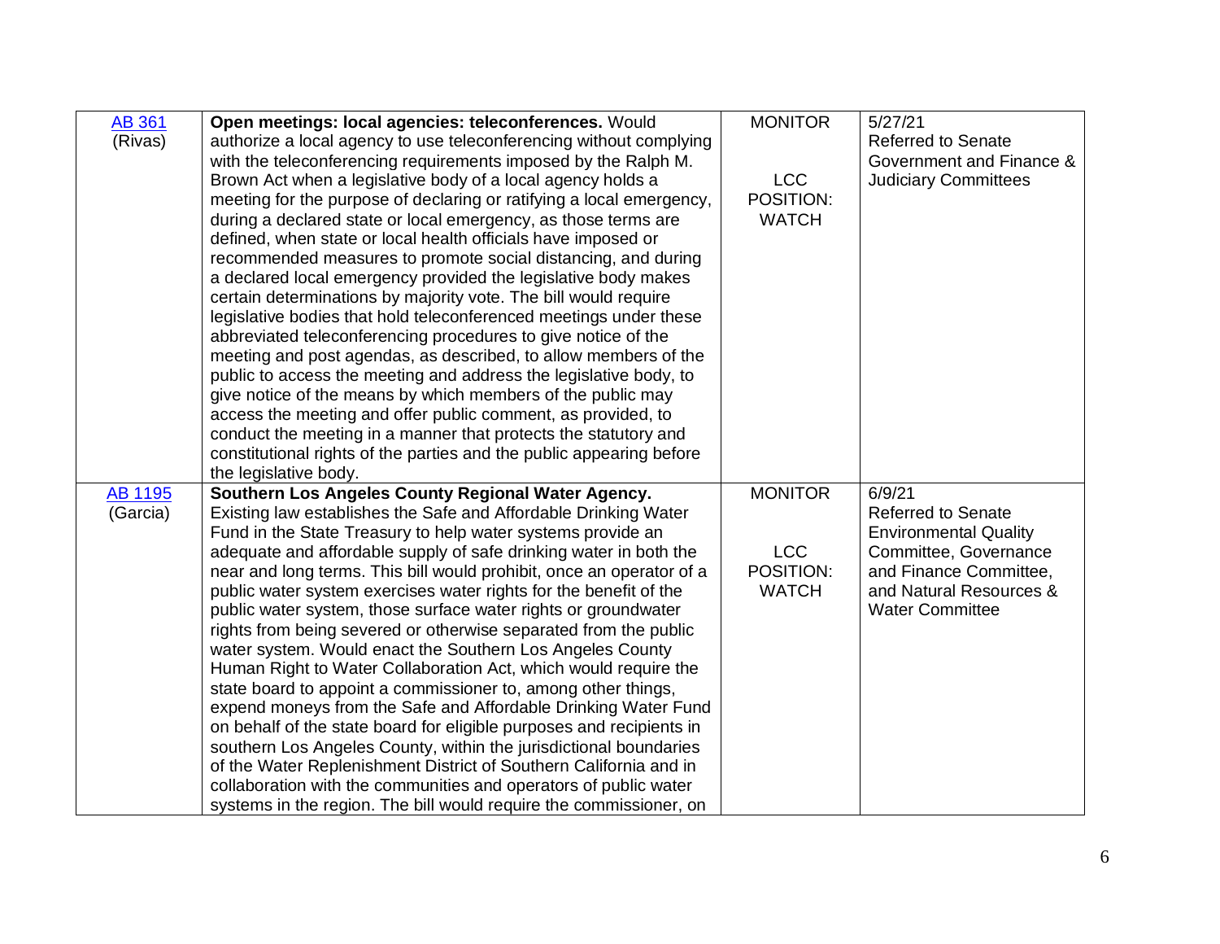| | | | |
|---|---|---|---|
| AB 361 (Rivas) | **Open meetings: local agencies: teleconferences.** Would authorize a local agency to use teleconferencing without complying with the teleconferencing requirements imposed by the Ralph M. Brown Act when a legislative body of a local agency holds a meeting for the purpose of declaring or ratifying a local emergency, during a declared state or local emergency, as those terms are defined, when state or local health officials have imposed or recommended measures to promote social distancing, and during a declared local emergency provided the legislative body makes certain determinations by majority vote. The bill would require legislative bodies that hold teleconferenced meetings under these abbreviated teleconferencing procedures to give notice of the meeting and post agendas, as described, to allow members of the public to access the meeting and address the legislative body, to give notice of the means by which members of the public may access the meeting and offer public comment, as provided, to conduct the meeting in a manner that protects the statutory and constitutional rights of the parties and the public appearing before the legislative body. | MONITOR<br><br>LCC POSITION: WATCH | 5/27/21 Referred to Senate Government and Finance & Judiciary Committees |
| AB 1195 (Garcia) | **Southern Los Angeles County Regional Water Agency.** Existing law establishes the Safe and Affordable Drinking Water Fund in the State Treasury to help water systems provide an adequate and affordable supply of safe drinking water in both the near and long terms. This bill would prohibit, once an operator of a public water system exercises water rights for the benefit of the public water system, those surface water rights or groundwater rights from being severed or otherwise separated from the public water system. Would enact the Southern Los Angeles County Human Right to Water Collaboration Act, which would require the state board to appoint a commissioner to, among other things, expend moneys from the Safe and Affordable Drinking Water Fund on behalf of the state board for eligible purposes and recipients in southern Los Angeles County, within the jurisdictional boundaries of the Water Replenishment District of Southern California and in collaboration with the communities and operators of public water systems in the region. The bill would require the commissioner, on | MONITOR<br><br>LCC POSITION: WATCH | 6/9/21 Referred to Senate Environmental Quality Committee, Governance and Finance Committee, and Natural Resources & Water Committee |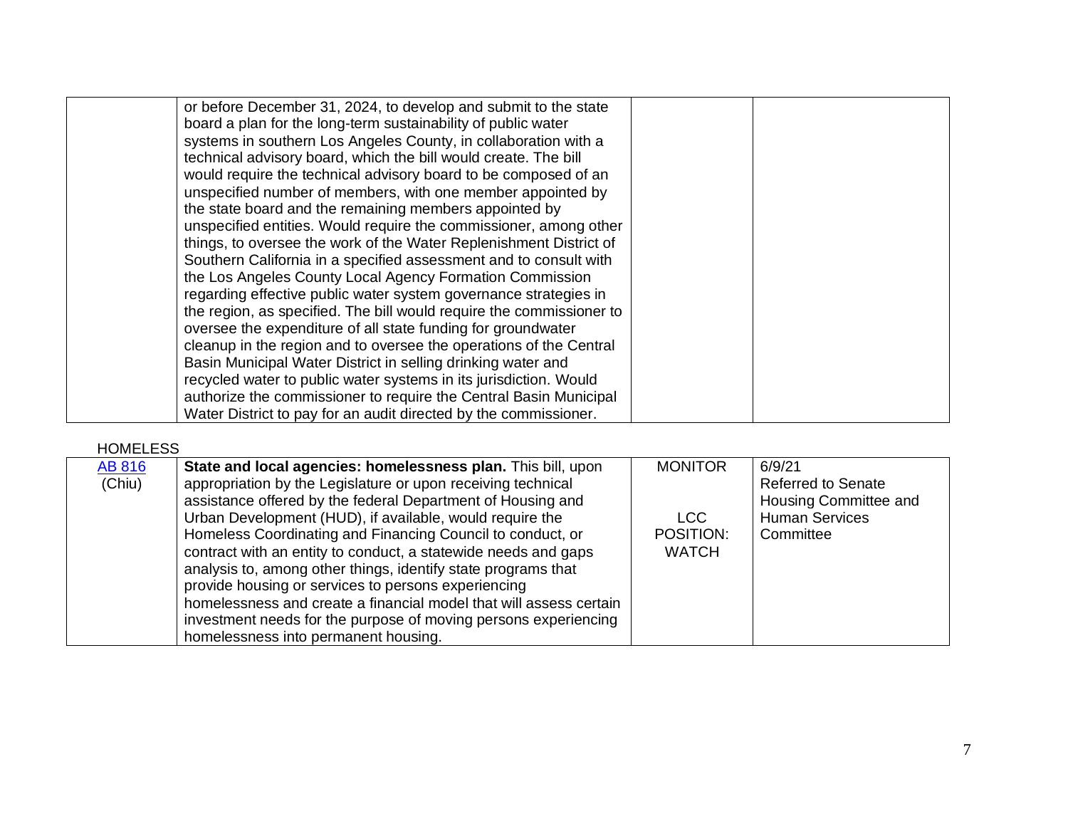| | | | |
|---|---|---|---|
| | or before December 31, 2024, to develop and submit to the state board a plan for the long-term sustainability of public water systems in southern Los Angeles County, in collaboration with a technical advisory board, which the bill would create. The bill would require the technical advisory board to be composed of an unspecified number of members, with one member appointed by the state board and the remaining members appointed by unspecified entities. Would require the commissioner, among other things, to oversee the work of the Water Replenishment District of Southern California in a specified assessment and to consult with the Los Angeles County Local Agency Formation Commission regarding effective public water system governance strategies in the region, as specified. The bill would require the commissioner to oversee the expenditure of all state funding for groundwater cleanup in the region and to oversee the operations of the Central Basin Municipal Water District in selling drinking water and recycled water to public water systems in its jurisdiction. Would authorize the commissioner to require the Central Basin Municipal Water District to pay for an audit directed by the commissioner. | | |

HOMELESS

| | | | |
|---|---|---|---|
| AB 816 (Chiu) | **State and local agencies: homelessness plan.** This bill, upon appropriation by the Legislature or upon receiving technical assistance offered by the federal Department of Housing and Urban Development (HUD), if available, would require the Homeless Coordinating and Financing Council to conduct, or contract with an entity to conduct, a statewide needs and gaps analysis to, among other things, identify state programs that provide housing or services to persons experiencing homelessness and create a financial model that will assess certain investment needs for the purpose of moving persons experiencing homelessness into permanent housing. | MONITOR<br><br>LCC POSITION: WATCH | 6/9/21<br>Referred to Senate Housing Committee and Human Services Committee |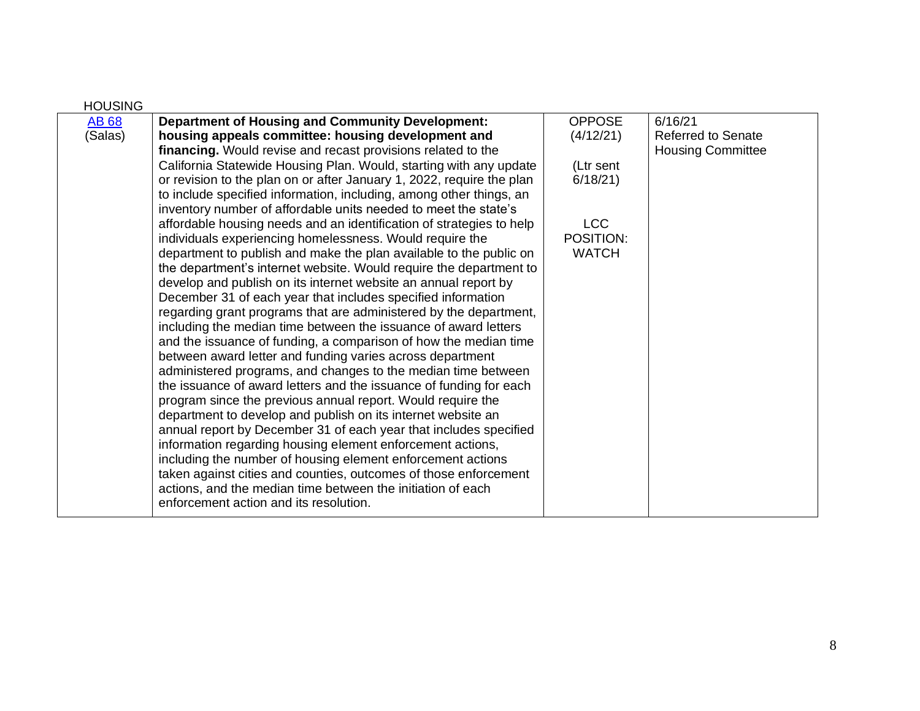HOUSING

| | | | |
|---|---|---|---|
| [AB 68](AB 68) (Salas) | **Department of Housing and Community Development: housing appeals committee: housing development and financing.** Would revise and recast provisions related to the California Statewide Housing Plan. Would, starting with any update or revision to the plan on or after January 1, 2022, require the plan to include specified information, including, among other things, an inventory number of affordable units needed to meet the state's affordable housing needs and an identification of strategies to help individuals experiencing homelessness. Would require the department to publish and make the plan available to the public on the department's internet website. Would require the department to develop and publish on its internet website an annual report by December 31 of each year that includes specified information regarding grant programs that are administered by the department, including the median time between the issuance of award letters and the issuance of funding, a comparison of how the median time between award letter and funding varies across department administered programs, and changes to the median time between the issuance of award letters and the issuance of funding for each program since the previous annual report. Would require the department to develop and publish on its internet website an annual report by December 31 of each year that includes specified information regarding housing element enforcement actions, including the number of housing element enforcement actions taken against cities and counties, outcomes of those enforcement actions, and the median time between the initiation of each enforcement action and its resolution. | OPPOSE (4/12/21)<br><br>(Ltr sent 6/18/21)<br><br>LCC POSITION: WATCH | 6/16/21 Referred to Senate Housing Committee |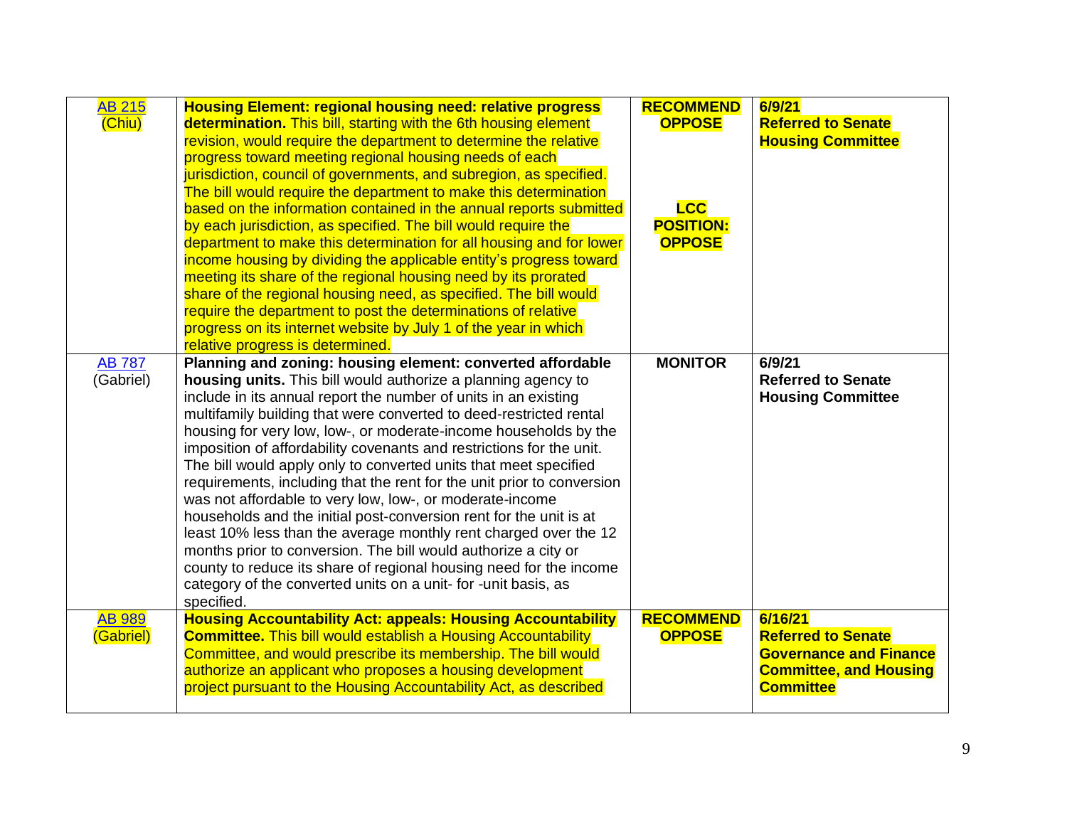| | | | |
|---|---|---|---|
| AB 215 (Chiu) | **Housing Element: regional housing need: relative progress determination.** This bill, starting with the 6th housing element revision, would require the department to determine the relative progress toward meeting regional housing needs of each jurisdiction, council of governments, and subregion, as specified. The bill would require the department to make this determination based on the information contained in the annual reports submitted by each jurisdiction, as specified. The bill would require the department to make this determination for all housing and for lower income housing by dividing the applicable entity's progress toward meeting its share of the regional housing need by its prorated share of the regional housing need, as specified. The bill would require the department to post the determinations of relative progress on its internet website by July 1 of the year in which relative progress is determined. | **RECOMMEND OPPOSE** **LCC POSITION: OPPOSE** | **6/9/21 Referred to Senate Housing Committee** |
| AB 787 (Gabriel) | **Planning and zoning: housing element: converted affordable housing units.** This bill would authorize a planning agency to include in its annual report the number of units in an existing multifamily building that were converted to deed-restricted rental housing for very low, low-, or moderate-income households by the imposition of affordability covenants and restrictions for the unit. The bill would apply only to converted units that meet specified requirements, including that the rent for the unit prior to conversion was not affordable to very low, low-, or moderate-income households and the initial post-conversion rent for the unit is at least 10% less than the average monthly rent charged over the 12 months prior to conversion. The bill would authorize a city or county to reduce its share of regional housing need for the income category of the converted units on a unit- for -unit basis, as specified. | **MONITOR** | **6/9/21 Referred to Senate Housing Committee** |
| AB 989 (Gabriel) | **Housing Accountability Act: appeals: Housing Accountability Committee.** This bill would establish a Housing Accountability Committee, and would prescribe its membership. The bill would authorize an applicant who proposes a housing development project pursuant to the Housing Accountability Act, as described | **RECOMMEND OPPOSE** | **6/16/21 Referred to Senate Governance and Finance Committee, and Housing Committee** |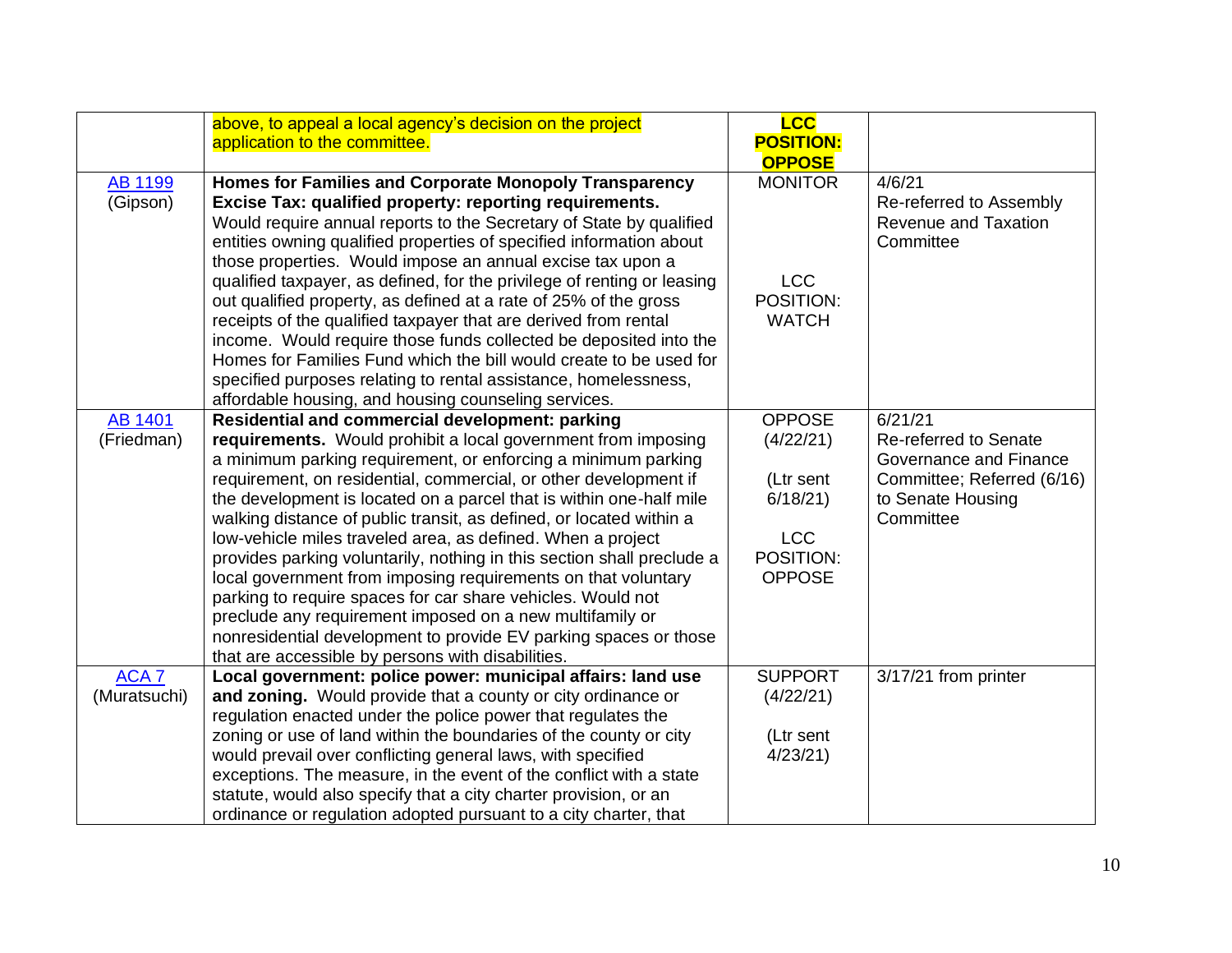| | | | |
|---|---|---|---|
| | above, to appeal a local agency's decision on the project application to the committee. | **LCC POSITION: OPPOSE** | |
| AB 1199 (Gipson) | **Homes for Families and Corporate Monopoly Transparency Excise Tax: qualified property: reporting requirements.** Would require annual reports to the Secretary of State by qualified entities owning qualified properties of specified information about those properties. Would impose an annual excise tax upon a qualified taxpayer, as defined, for the privilege of renting or leasing out qualified property, as defined at a rate of 25% of the gross receipts of the qualified taxpayer that are derived from rental income. Would require those funds collected be deposited into the Homes for Families Fund which the bill would create to be used for specified purposes relating to rental assistance, homelessness, affordable housing, and housing counseling services. | MONITOR<br><br>LCC POSITION: WATCH | 4/6/21 Re-referred to Assembly Revenue and Taxation Committee |
| AB 1401 (Friedman) | **Residential and commercial development: parking requirements.** Would prohibit a local government from imposing a minimum parking requirement, or enforcing a minimum parking requirement, on residential, commercial, or other development if the development is located on a parcel that is within one-half mile walking distance of public transit, as defined, or located within a low-vehicle miles traveled area, as defined. When a project provides parking voluntarily, nothing in this section shall preclude a local government from imposing requirements on that voluntary parking to require spaces for car share vehicles. Would not preclude any requirement imposed on a new multifamily or nonresidential development to provide EV parking spaces or those that are accessible by persons with disabilities. | OPPOSE (4/22/21)<br><br>(Ltr sent 6/18/21)<br><br>LCC POSITION: OPPOSE | 6/21/21 Re-referred to Senate Governance and Finance Committee; Referred (6/16) to Senate Housing Committee |
| ACA 7 (Muratsuchi) | **Local government: police power: municipal affairs: land use and zoning.** Would provide that a county or city ordinance or regulation enacted under the police power that regulates the zoning or use of land within the boundaries of the county or city would prevail over conflicting general laws, with specified exceptions. The measure, in the event of the conflict with a state statute, would also specify that a city charter provision, or an ordinance or regulation adopted pursuant to a city charter, that | SUPPORT (4/22/21)<br><br>(Ltr sent 4/23/21) | 3/17/21 from printer |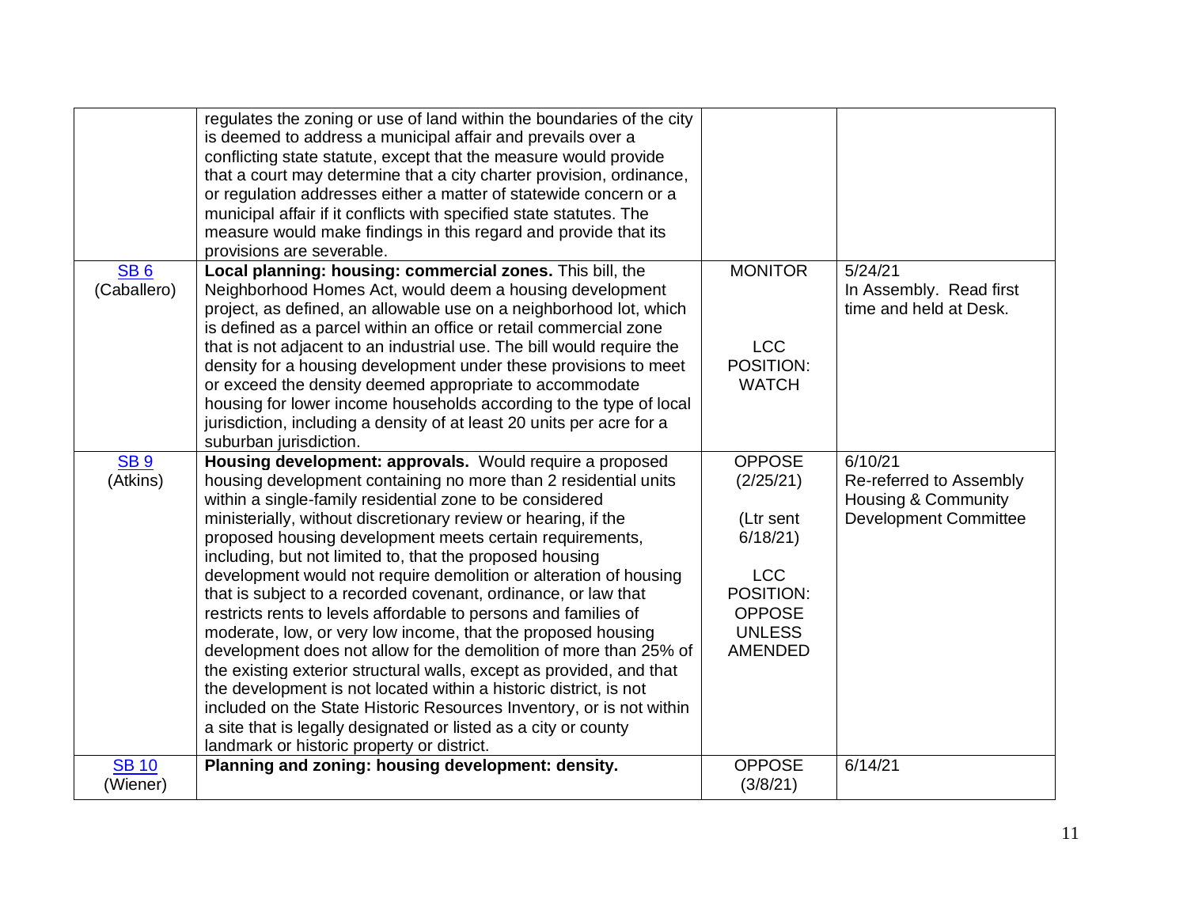| | | | |
|---|---|---|---|
| | regulates the zoning or use of land within the boundaries of the city is deemed to address a municipal affair and prevails over a conflicting state statute, except that the measure would provide that a court may determine that a city charter provision, ordinance, or regulation addresses either a matter of statewide concern or a municipal affair if it conflicts with specified state statutes. The measure would make findings in this regard and provide that its provisions are severable. | | |
| SB 6 (Caballero) | **Local planning: housing: commercial zones.** This bill, the Neighborhood Homes Act, would deem a housing development project, as defined, an allowable use on a neighborhood lot, which is defined as a parcel within an office or retail commercial zone that is not adjacent to an industrial use. The bill would require the density for a housing development under these provisions to meet or exceed the density deemed appropriate to accommodate housing for lower income households according to the type of local jurisdiction, including a density of at least 20 units per acre for a suburban jurisdiction. | MONITOR<br><br>LCC POSITION: WATCH | 5/24/21<br>In Assembly. Read first time and held at Desk. |
| SB 9 (Atkins) | **Housing development: approvals.** Would require a proposed housing development containing no more than 2 residential units within a single-family residential zone to be considered ministerially, without discretionary review or hearing, if the proposed housing development meets certain requirements, including, but not limited to, that the proposed housing development would not require demolition or alteration of housing that is subject to a recorded covenant, ordinance, or law that restricts rents to levels affordable to persons and families of moderate, low, or very low income, that the proposed housing development does not allow for the demolition of more than 25% of the existing exterior structural walls, except as provided, and that the development is not located within a historic district, is not included on the State Historic Resources Inventory, or is not within a site that is legally designated or listed as a city or county landmark or historic property or district. | OPPOSE (2/25/21)<br><br>(Ltr sent 6/18/21)<br><br>LCC POSITION: OPPOSE UNLESS AMENDED | 6/10/21<br>Re-referred to Assembly Housing & Community Development Committee |
| SB 10 (Wiener) | **Planning and zoning: housing development: density.** | OPPOSE (3/8/21) | 6/14/21 |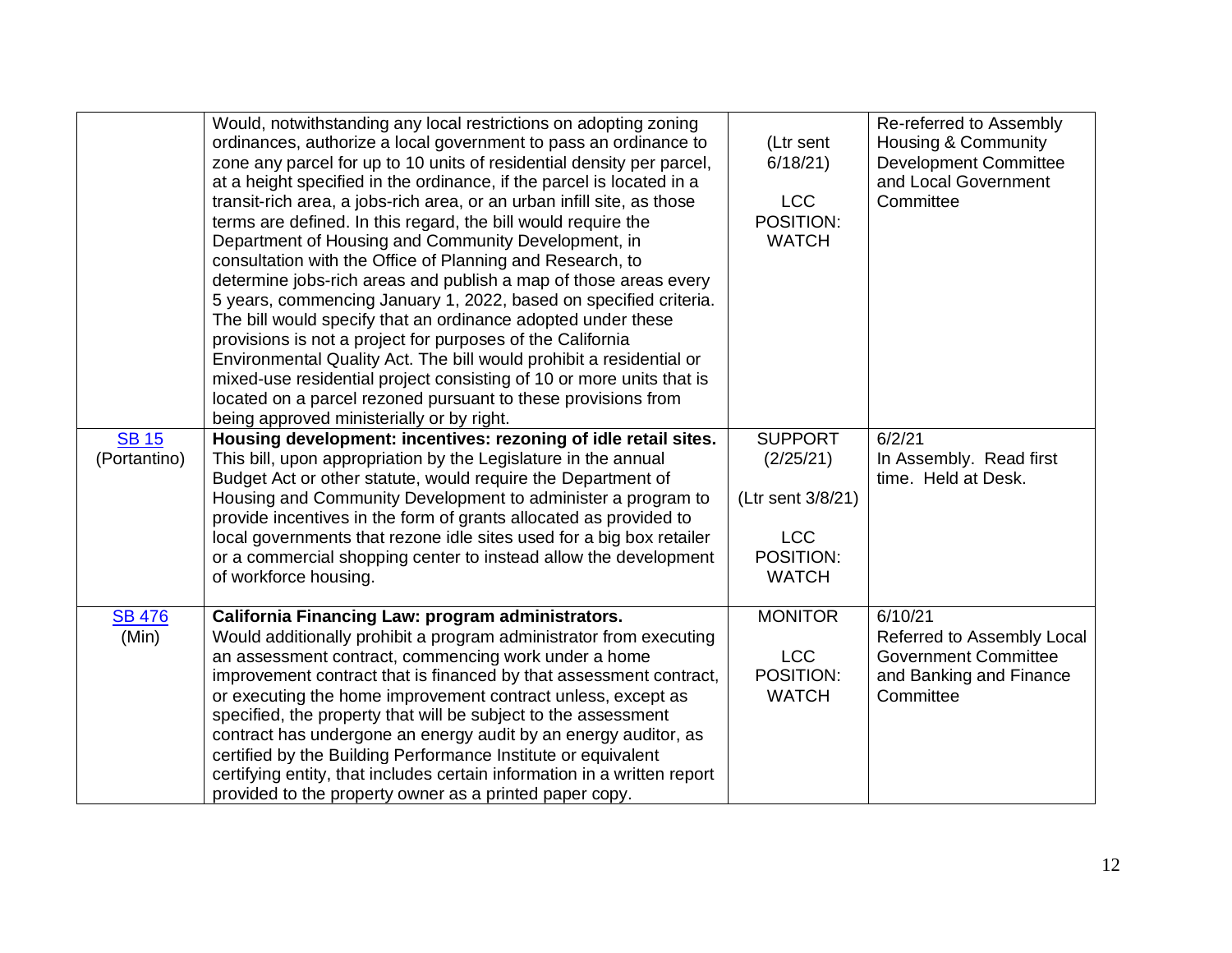| | | | |
|---|---|---|---|
| | Would, notwithstanding any local restrictions on adopting zoning ordinances, authorize a local government to pass an ordinance to zone any parcel for up to 10 units of residential density per parcel, at a height specified in the ordinance, if the parcel is located in a transit-rich area, a jobs-rich area, or an urban infill site, as those terms are defined. In this regard, the bill would require the Department of Housing and Community Development, in consultation with the Office of Planning and Research, to determine jobs-rich areas and publish a map of those areas every 5 years, commencing January 1, 2022, based on specified criteria. The bill would specify that an ordinance adopted under these provisions is not a project for purposes of the California Environmental Quality Act. The bill would prohibit a residential or mixed-use residential project consisting of 10 or more units that is located on a parcel rezoned pursuant to these provisions from being approved ministerially or by right. | (Ltr sent 6/18/21)<br><br>LCC POSITION: WATCH | Re-referred to Assembly Housing & Community Development Committee and Local Government Committee |
| SB 15 (Portantino) | **Housing development: incentives: rezoning of idle retail sites.** This bill, upon appropriation by the Legislature in the annual Budget Act or other statute, would require the Department of Housing and Community Development to administer a program to provide incentives in the form of grants allocated as provided to local governments that rezone idle sites used for a big box retailer or a commercial shopping center to instead allow the development of workforce housing. | SUPPORT (2/25/21)<br><br>(Ltr sent 3/8/21)<br><br>LCC POSITION: WATCH | 6/2/21<br>In Assembly. Read first time. Held at Desk. |
| SB 476 (Min) | **California Financing Law: program administrators.** Would additionally prohibit a program administrator from executing an assessment contract, commencing work under a home improvement contract that is financed by that assessment contract, or executing the home improvement contract unless, except as specified, the property that will be subject to the assessment contract has undergone an energy audit by an energy auditor, as certified by the Building Performance Institute or equivalent certifying entity, that includes certain information in a written report provided to the property owner as a printed paper copy. | MONITOR<br><br>LCC POSITION: WATCH | 6/10/21<br>Referred to Assembly Local Government Committee and Banking and Finance Committee |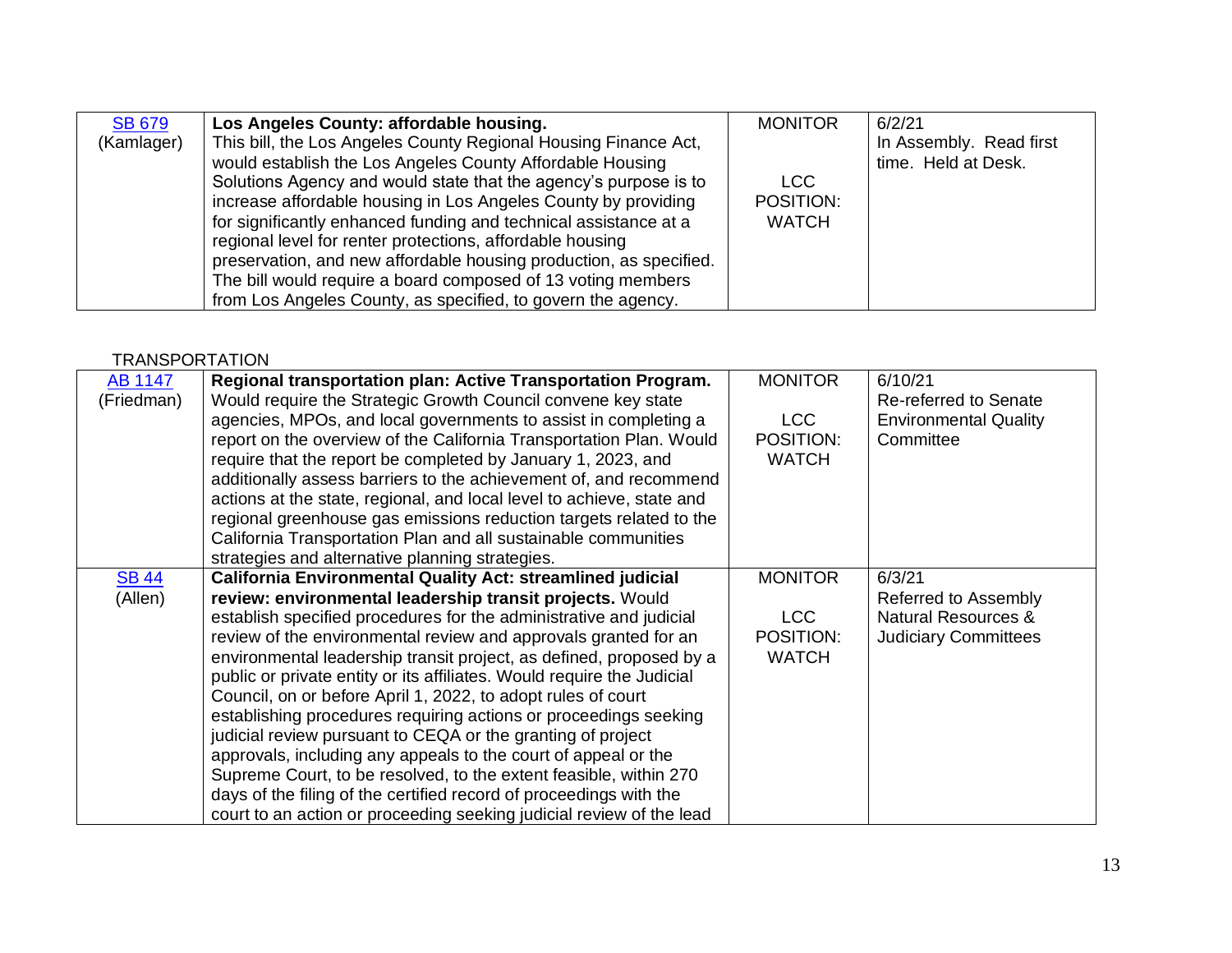| [SB 679](#) (Kamlager) | **Los Angeles County: affordable housing.** This bill, the Los Angeles County Regional Housing Finance Act, would establish the Los Angeles County Affordable Housing Solutions Agency and would state that the agency's purpose is to increase affordable housing in Los Angeles County by providing for significantly enhanced funding and technical assistance at a regional level for renter protections, affordable housing preservation, and new affordable housing production, as specified. The bill would require a board composed of 13 voting members from Los Angeles County, as specified, to govern the agency. | MONITOR<br><br>LCC POSITION: WATCH | 6/2/21<br>In Assembly. Read first time. Held at Desk. |
|---|---|---|---|

TRANSPORTATION

| [AB 1147](#) (Friedman) | **Regional transportation plan: Active Transportation Program.** Would require the Strategic Growth Council convene key state agencies, MPOs, and local governments to assist in completing a report on the overview of the California Transportation Plan. Would require that the report be completed by January 1, 2023, and additionally assess barriers to the achievement of, and recommend actions at the state, regional, and local level to achieve, state and regional greenhouse gas emissions reduction targets related to the California Transportation Plan and all sustainable communities strategies and alternative planning strategies. | MONITOR<br><br>LCC POSITION: WATCH | 6/10/21<br>Re-referred to Senate Environmental Quality Committee |
|---|---|---|---|
| [SB 44](#) (Allen) | **California Environmental Quality Act: streamlined judicial review: environmental leadership transit projects.** Would establish specified procedures for the administrative and judicial review of the environmental review and approvals granted for an environmental leadership transit project, as defined, proposed by a public or private entity or its affiliates. Would require the Judicial Council, on or before April 1, 2022, to adopt rules of court establishing procedures requiring actions or proceedings seeking judicial review pursuant to CEQA or the granting of project approvals, including any appeals to the court of appeal or the Supreme Court, to be resolved, to the extent feasible, within 270 days of the filing of the certified record of proceedings with the court to an action or proceeding seeking judicial review of the lead | MONITOR<br><br>LCC POSITION: WATCH | 6/3/21<br>Referred to Assembly Natural Resources & Judiciary Committees |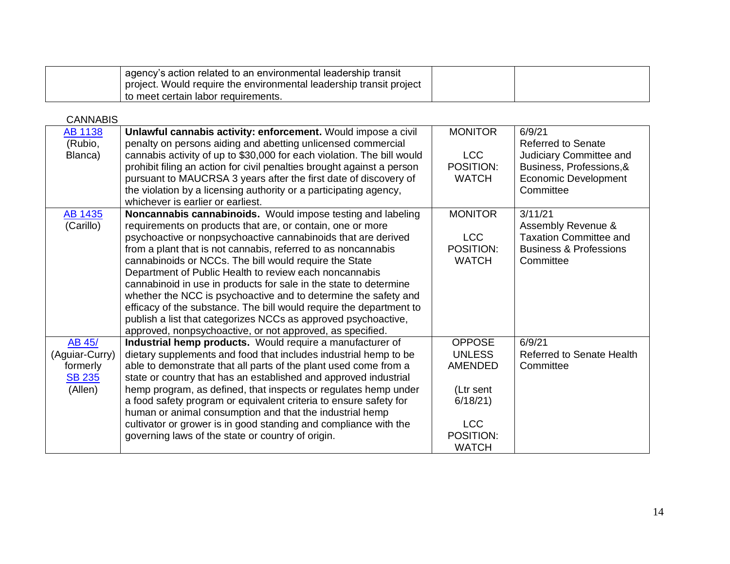| | agency's action related to an environmental leadership transit project. Would require the environmental leadership transit project to meet certain labor requirements. | | |
|---|---|---|---|

CANNABIS

| | | | |
|---|---|---|---|
| AB 1138 (Rubio, Blanca) | **Unlawful cannabis activity: enforcement.** Would impose a civil penalty on persons aiding and abetting unlicensed commercial cannabis activity of up to $30,000 for each violation. The bill would prohibit filing an action for civil penalties brought against a person pursuant to MAUCRSA 3 years after the first date of discovery of the violation by a licensing authority or a participating agency, whichever is earlier or earliest. | MONITOR<br><br>LCC POSITION: WATCH | 6/9/21<br>Referred to Senate Judiciary Committee and Business, Professions,& Economic Development Committee |
| AB 1435 (Carillo) | **Noncannabis cannabinoids.** Would impose testing and labeling requirements on products that are, or contain, one or more psychoactive or nonpsychoactive cannabinoids that are derived from a plant that is not cannabis, referred to as noncannabis cannabinoids or NCCs. The bill would require the State Department of Public Health to review each noncannabis cannabinoid in use in products for sale in the state to determine whether the NCC is psychoactive and to determine the safety and efficacy of the substance. The bill would require the department to publish a list that categorizes NCCs as approved psychoactive, approved, nonpsychoactive, or not approved, as specified. | MONITOR<br><br>LCC POSITION: WATCH | 3/11/21<br>Assembly Revenue & Taxation Committee and Business & Professions Committee |
| AB 45/ (Aguiar-Curry) formerly SB 235 (Allen) | **Industrial hemp products.** Would require a manufacturer of dietary supplements and food that includes industrial hemp to be able to demonstrate that all parts of the plant used come from a state or country that has an established and approved industrial hemp program, as defined, that inspects or regulates hemp under a food safety program or equivalent criteria to ensure safety for human or animal consumption and that the industrial hemp cultivator or grower is in good standing and compliance with the governing laws of the state or country of origin. | OPPOSE UNLESS AMENDED<br><br>(Ltr sent 6/18/21)<br><br>LCC POSITION: WATCH | 6/9/21<br>Referred to Senate Health Committee |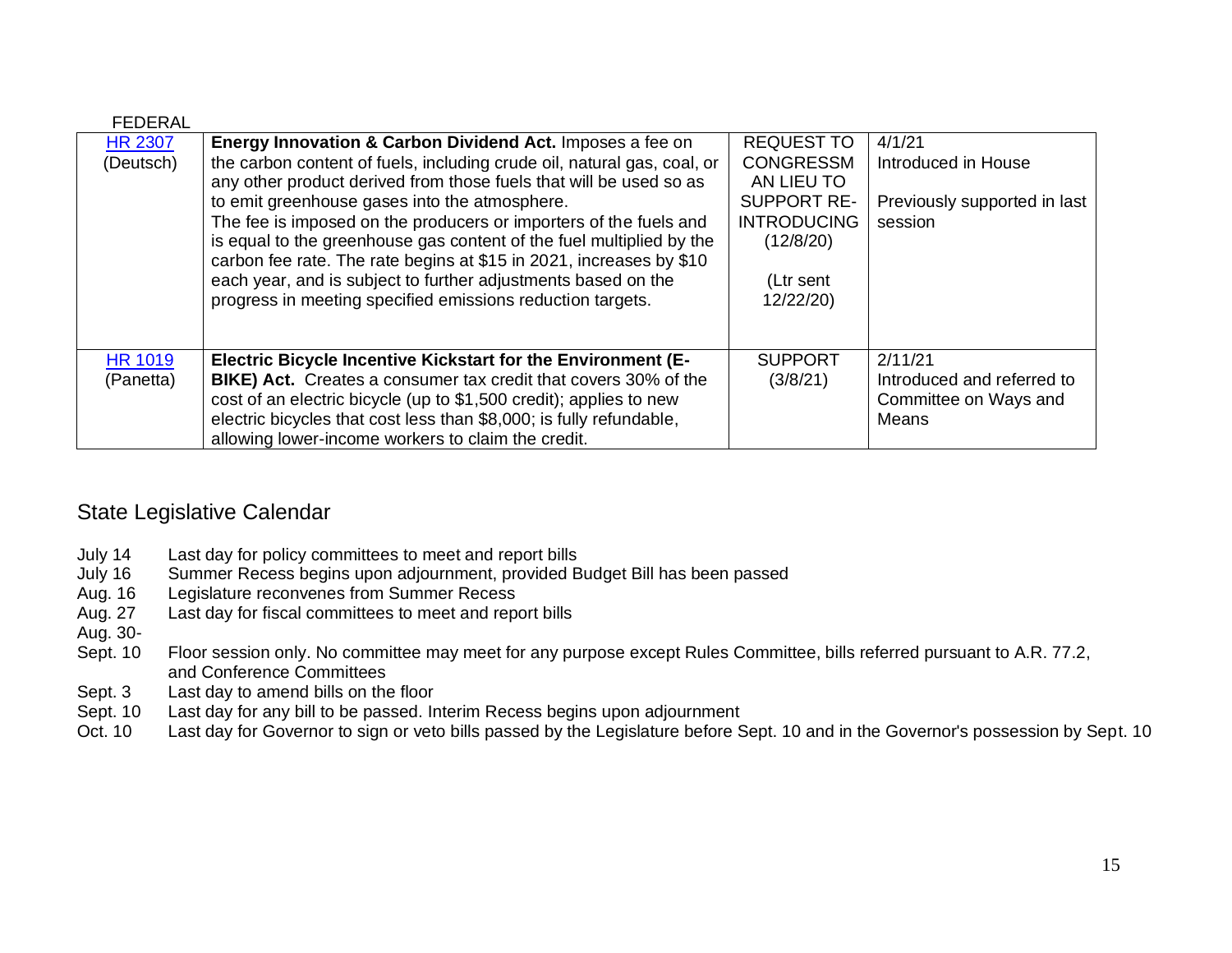FEDERAL

| | | | |
|---|---|---|---|
| HR 2307 (Deutsch) | **Energy Innovation & Carbon Dividend Act.** Imposes a fee on the carbon content of fuels, including crude oil, natural gas, coal, or any other product derived from those fuels that will be used so as to emit greenhouse gases into the atmosphere. The fee is imposed on the producers or importers of the fuels and is equal to the greenhouse gas content of the fuel multiplied by the carbon fee rate. The rate begins at $15 in 2021, increases by $10 each year, and is subject to further adjustments based on the progress in meeting specified emissions reduction targets. | REQUEST TO CONGRESSMAN LIEU TO SUPPORT RE-INTRODUCING (12/8/20) (Ltr sent 12/22/20) | 4/1/21 Introduced in House Previously supported in last session |
| HR 1019 (Panetta) | **Electric Bicycle Incentive Kickstart for the Environment (E-BIKE) Act.** Creates a consumer tax credit that covers 30% of the cost of an electric bicycle (up to $1,500 credit); applies to new electric bicycles that cost less than $8,000; is fully refundable, allowing lower-income workers to claim the credit. | SUPPORT (3/8/21) | 2/11/21 Introduced and referred to Committee on Ways and Means |

## State Legislative Calendar

| | |
|---|---|
| July 14 | Last day for policy committees to meet and report bills |
| July 16 | Summer Recess begins upon adjournment, provided Budget Bill has been passed |
| Aug. 16 | Legislature reconvenes from Summer Recess |
| Aug. 27 | Last day for fiscal committees to meet and report bills |
| Aug. 30- Sept. 10 | Floor session only. No committee may meet for any purpose except Rules Committee, bills referred pursuant to A.R. 77.2, and Conference Committees |
| Sept. 3 | Last day to amend bills on the floor |
| Sept. 10 | Last day for any bill to be passed. Interim Recess begins upon adjournment |
| Oct. 10 | Last day for Governor to sign or veto bills passed by the Legislature before Sept. 10 and in the Governor's possession by Sept. 10 |